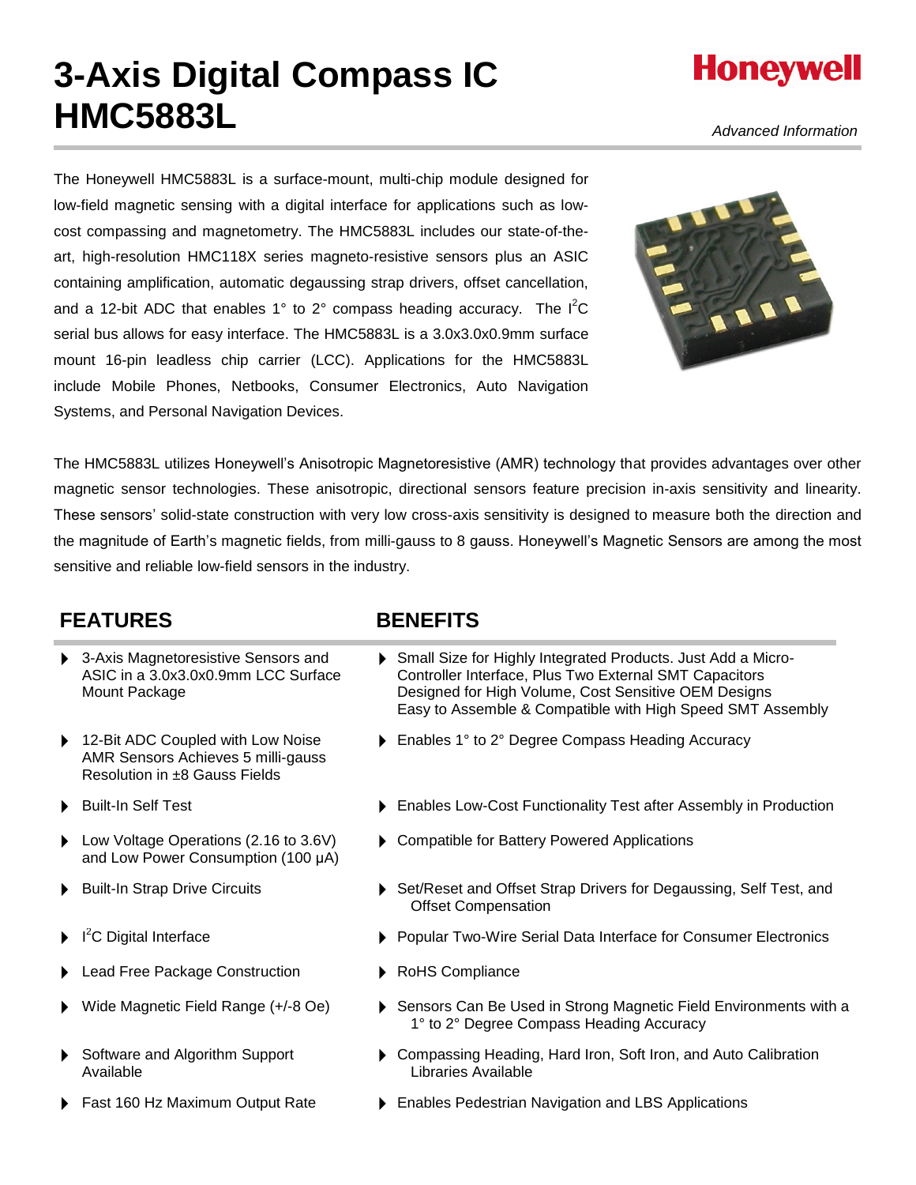# 3-Axis Digital Compass IC HMC5883L

**Honeywell**

*Advanced Information*

The Honeywell HMC5883L is a surface-mount, multi-chip module designed for low-field magnetic sensing with a digital interface for applications such as low-cost compassing and magnetometry. The HMC5883L includes our state-of-the-art, high-resolution HMC118X series magneto-resistive sensors plus an ASIC containing amplification, automatic degaussing strap drivers, offset cancellation, and a 12-bit ADC that enables 1° to 2° compass heading accuracy. The $I^2C$ serial bus allows for easy interface. The HMC5883L is a 3.0x3.0x0.9mm surface mount 16-pin leadless chip carrier (LCC). Applications for the HMC5883L include Mobile Phones, Netbooks, Consumer Electronics, Auto Navigation Systems, and Personal Navigation Devices.

The HMC5883L utilizes Honeywell's Anisotropic Magnetoresistive (AMR) technology that provides advantages over other magnetic sensor technologies. These anisotropic, directional sensors feature precision in-axis sensitivity and linearity. These sensors' solid-state construction with very low cross-axis sensitivity is designed to measure both the direction and the magnitude of Earth's magnetic fields, from milli-gauss to 8 gauss. Honeywell's Magnetic Sensors are among the most sensitive and reliable low-field sensors in the industry.

| FEATURES | BENEFITS |
|---|---|
| ▶ 3-Axis Magnetoresistive Sensors and ASIC in a 3.0x3.0x0.9mm LCC Surface Mount Package | ▶ Small Size for Highly Integrated Products. Just Add a Micro-Controller Interface, Plus Two External SMT Capacitors Designed for High Volume, Cost Sensitive OEM Designs Easy to Assemble & Compatible with High Speed SMT Assembly |
| ▶ 12-Bit ADC Coupled with Low Noise AMR Sensors Achieves 5 milli-gauss Resolution in ±8 Gauss Fields | ▶ Enables 1° to 2° Degree Compass Heading Accuracy |
| ▶ Built-In Self Test | ▶ Enables Low-Cost Functionality Test after Assembly in Production |
| ▶ Low Voltage Operations (2.16 to 3.6V) and Low Power Consumption (100 μA) | ▶ Compatible for Battery Powered Applications |
| ▶ Built-In Strap Drive Circuits | ▶ Set/Reset and Offset Strap Drivers for Degaussing, Self Test, and Offset Compensation |
| ▶ $I^2C$ Digital Interface | ▶ Popular Two-Wire Serial Data Interface for Consumer Electronics |
| ▶ Lead Free Package Construction | ▶ RoHS Compliance |
| ▶ Wide Magnetic Field Range (+/-8 Oe) | ▶ Sensors Can Be Used in Strong Magnetic Field Environments with a 1° to 2° Degree Compass Heading Accuracy |
| ▶ Software and Algorithm Support Available | ▶ Compassing Heading, Hard Iron, Soft Iron, and Auto Calibration Libraries Available |
| ▶ Fast 160 Hz Maximum Output Rate | ▶ Enables Pedestrian Navigation and LBS Applications |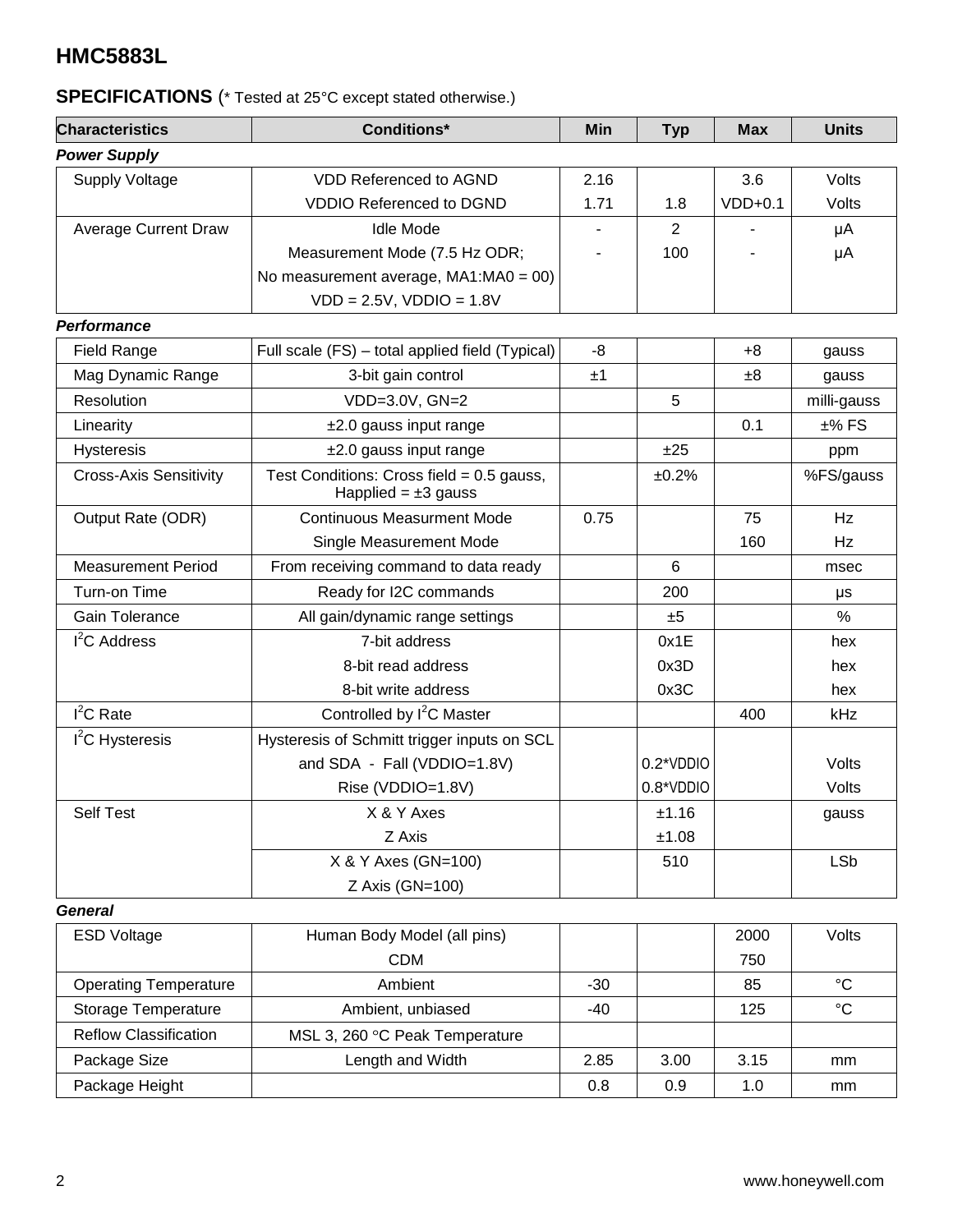# HMC5883L

## SPECIFICATIONS (* Tested at 25°C except stated otherwise.)

| Characteristics | Conditions* | Min | Typ | Max | Units |
|---|---|---|---|---|---|
| ***Power Supply*** | | | | | |
| Supply Voltage | VDD Referenced to AGND | 2.16 | | 3.6 | Volts |
| | VDDIO Referenced to DGND | 1.71 | 1.8 | VDD+0.1 | Volts |
| Average Current Draw | Idle Mode | - | 2 | - | μA |
| | Measurement Mode (7.5 Hz ODR; No measurement average, MA1:MA0 = 00) VDD = 2.5V, VDDIO = 1.8V | - | 100 | - | μA |
| ***Performance*** | | | | | |
| Field Range | Full scale (FS) – total applied field (Typical) | -8 | | +8 | gauss |
| Mag Dynamic Range | 3-bit gain control | ±1 | | ±8 | gauss |
| Resolution | VDD=3.0V, GN=2 | | 5 | | milli-gauss |
| Linearity | ±2.0 gauss input range | | | 0.1 | ±% FS |
| Hysteresis | ±2.0 gauss input range | | ±25 | | ppm |
| Cross-Axis Sensitivity | Test Conditions: Cross field = 0.5 gauss, Happlied = ±3 gauss | | ±0.2% | | %FS/gauss |
| Output Rate (ODR) | Continuous Measurment Mode | 0.75 | | 75 | Hz |
| | Single Measurement Mode | | | 160 | Hz |
| Measurement Period | From receiving command to data ready | | 6 | | msec |
| Turn-on Time | Ready for I2C commands | | 200 | | μs |
| Gain Tolerance | All gain/dynamic range settings | | ±5 | | % |
| $I^2C$ Address | 7-bit address | | 0x1E | | hex |
| | 8-bit read address | | 0x3D | | hex |
| | 8-bit write address | | 0x3C | | hex |
| $I^2C$ Rate | Controlled by $I^2C$ Master | | | 400 | kHz |
| $I^2C$ Hysteresis | Hysteresis of Schmitt trigger inputs on SCL and SDA - Fall (VDDIO=1.8V) | | 0.2*VDDIO | | Volts |
| | Rise (VDDIO=1.8V) | | 0.8*VDDIO | | Volts |
| Self Test | X & Y Axes | | ±1.16 | | gauss |
| | Z Axis | | ±1.08 | | |
| | X & Y Axes (GN=100) Z Axis (GN=100) | | 510 | | LSb |
| ***General*** | | | | | |
| ESD Voltage | Human Body Model (all pins) | | | 2000 | Volts |
| | CDM | | | 750 | |
| Operating Temperature | Ambient | -30 | | 85 | °C |
| Storage Temperature | Ambient, unbiased | -40 | | 125 | °C |
| Reflow Classification | MSL 3, 260 °C Peak Temperature | | | | |
| Package Size | Length and Width | 2.85 | 3.00 | 3.15 | mm |
| Package Height | | 0.8 | 0.9 | 1.0 | mm |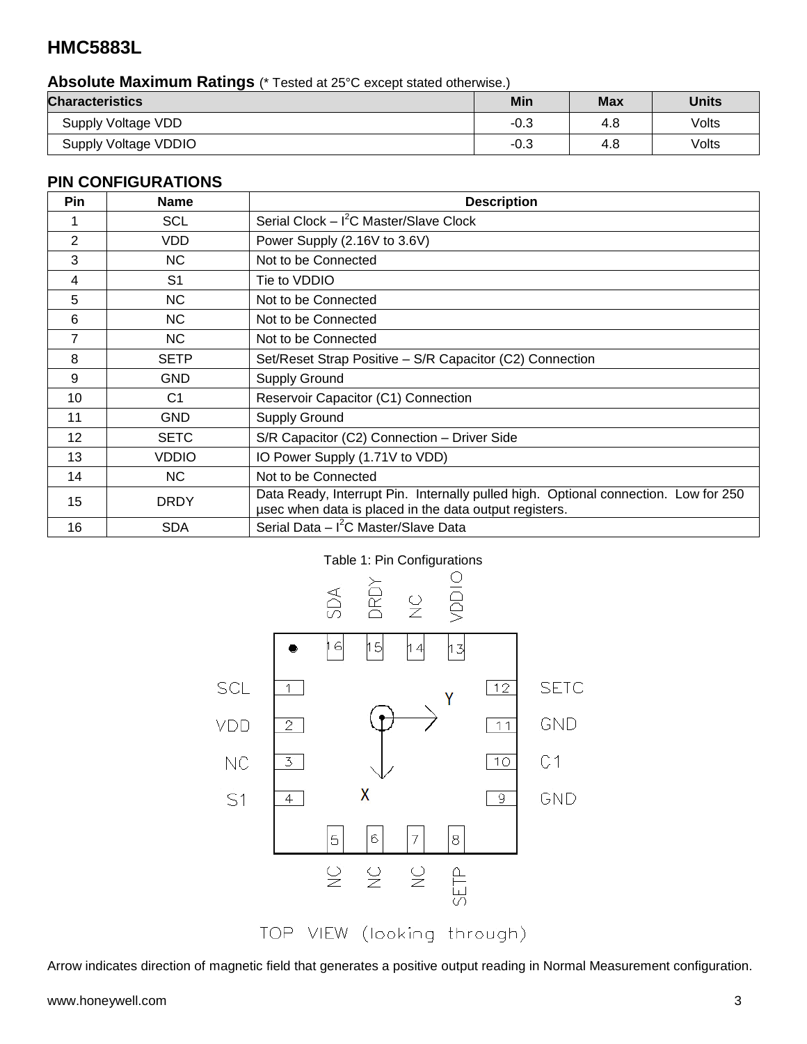# HMC5883L

## Absolute Maximum Ratings (* Tested at 25°C except stated otherwise.)

| Characteristics | Min | Max | Units |
|---|---|---|---|
| Supply Voltage VDD | -0.3 | 4.8 | Volts |
| Supply Voltage VDDIO | -0.3 | 4.8 | Volts |

## PIN CONFIGURATIONS

| Pin | Name | Description |
|---|---|---|
| 1 | SCL | Serial Clock – $I^2C$ Master/Slave Clock |
| 2 | VDD | Power Supply (2.16V to 3.6V) |
| 3 | NC | Not to be Connected |
| 4 | S1 | Tie to VDDIO |
| 5 | NC | Not to be Connected |
| 6 | NC | Not to be Connected |
| 7 | NC | Not to be Connected |
| 8 | SETP | Set/Reset Strap Positive – S/R Capacitor (C2) Connection |
| 9 | GND | Supply Ground |
| 10 | C1 | Reservoir Capacitor (C1) Connection |
| 11 | GND | Supply Ground |
| 12 | SETC | S/R Capacitor (C2) Connection – Driver Side |
| 13 | VDDIO | IO Power Supply (1.71V to VDD) |
| 14 | NC | Not to be Connected |
| 15 | DRDY | Data Ready, Interrupt Pin. Internally pulled high. Optional connection. Low for 250 µsec when data is placed in the data output registers. |
| 16 | SDA | Serial Data – $I^2C$ Master/Slave Data |

Table 1: Pin Configurations

TOP VIEW (looking through)

Arrow indicates direction of magnetic field that generates a positive output reading in Normal Measurement configuration.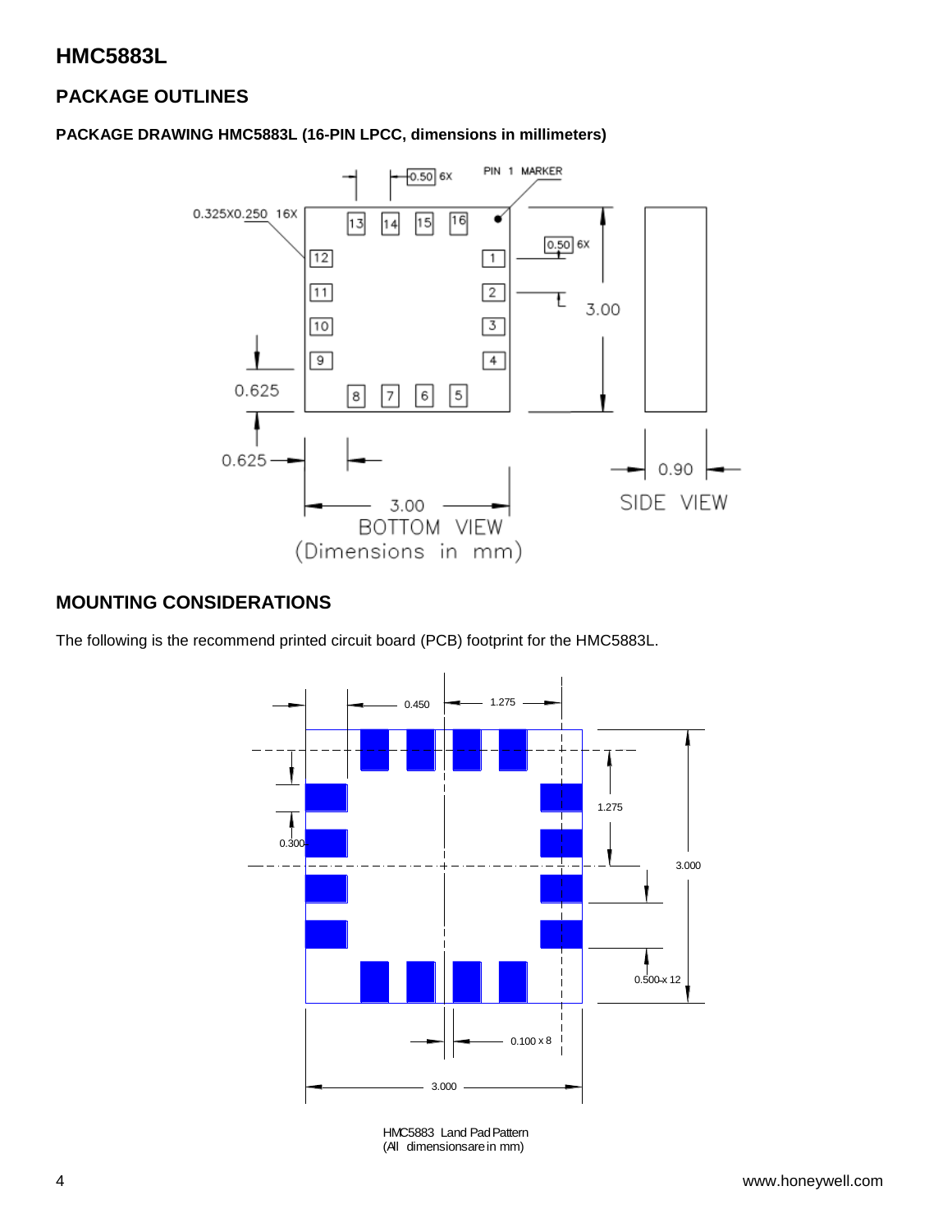# HMC5883L

## PACKAGE OUTLINES

### PACKAGE DRAWING HMC5883L (16-PIN LPCC, dimensions in millimeters)

BOTTOM VIEW
(Dimensions in mm)

SIDE VIEW

## MOUNTING CONSIDERATIONS

The following is the recommend printed circuit board (PCB) footprint for the HMC5883L.

HMC5883 Land Pad Pattern
(All dimensions are in mm)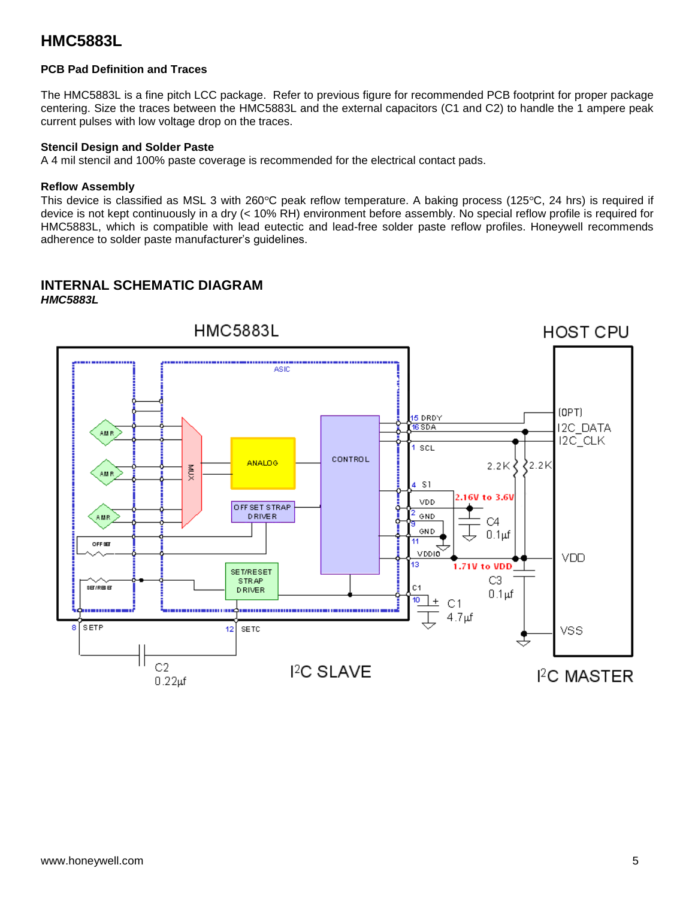## PCB Pad Definition and Traces

The HMC5883L is a fine pitch LCC package. Refer to previous figure for recommended PCB footprint for proper package centering. Size the traces between the HMC5883L and the external capacitors (C1 and C2) to handle the 1 ampere peak current pulses with low voltage drop on the traces.

## Stencil Design and Solder Paste

A 4 mil stencil and 100% paste coverage is recommended for the electrical contact pads.

## Reflow Assembly

This device is classified as MSL 3 with 260°C peak reflow temperature. A baking process (125°C, 24 hrs) is required if device is not kept continuously in a dry (< 10% RH) environment before assembly. No special reflow profile is required for HMC5883L, which is compatible with lead eutectic and lead-free solder paste reflow profiles. Honeywell recommends adherence to solder paste manufacturer's guidelines.

# INTERNAL SCHEMATIC DIAGRAM

***HMC5883L***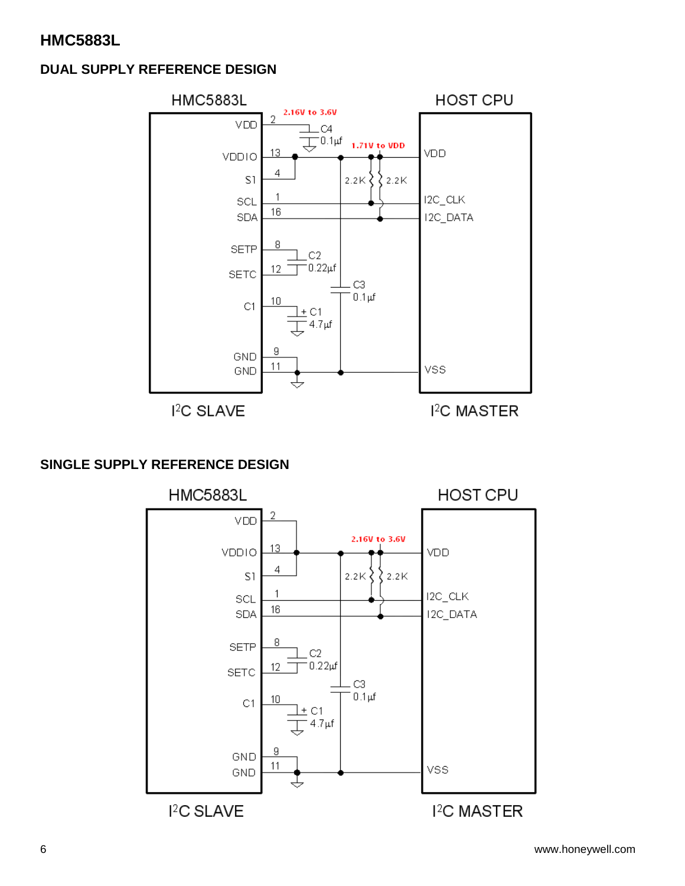## HMC5883L

### DUAL SUPPLY REFERENCE DESIGN

HMC5883L

HOST CPU

VDD 2 — 2.16V to 3.6V — C4 0.1µf

VDDIO 13 — 1.71V to VDD — VDD

S1 4

2.2K 2.2K

SCL 1 — I2C_CLK

SDA 16 — I2C_DATA

SETP 8

C2 0.22µf

SETC 12

C3 0.1µf

C1 10 — + C1 4.7µf

GND 9

GND 11 — VSS

$I^2C$ SLAVE

$I^2C$ MASTER

### SINGLE SUPPLY REFERENCE DESIGN

HMC5883L

HOST CPU

VDD 2

VDDIO 13 — 2.16V to 3.6V — VDD

S1 4

2.2K 2.2K

SCL 1 — I2C_CLK

SDA 16 — I2C_DATA

SETP 8

C2 0.22µf

SETC 12

C3 0.1µf

C1 10 — + C1 4.7µf

GND 9

GND 11 — VSS

$I^2C$ SLAVE

$I^2C$ MASTER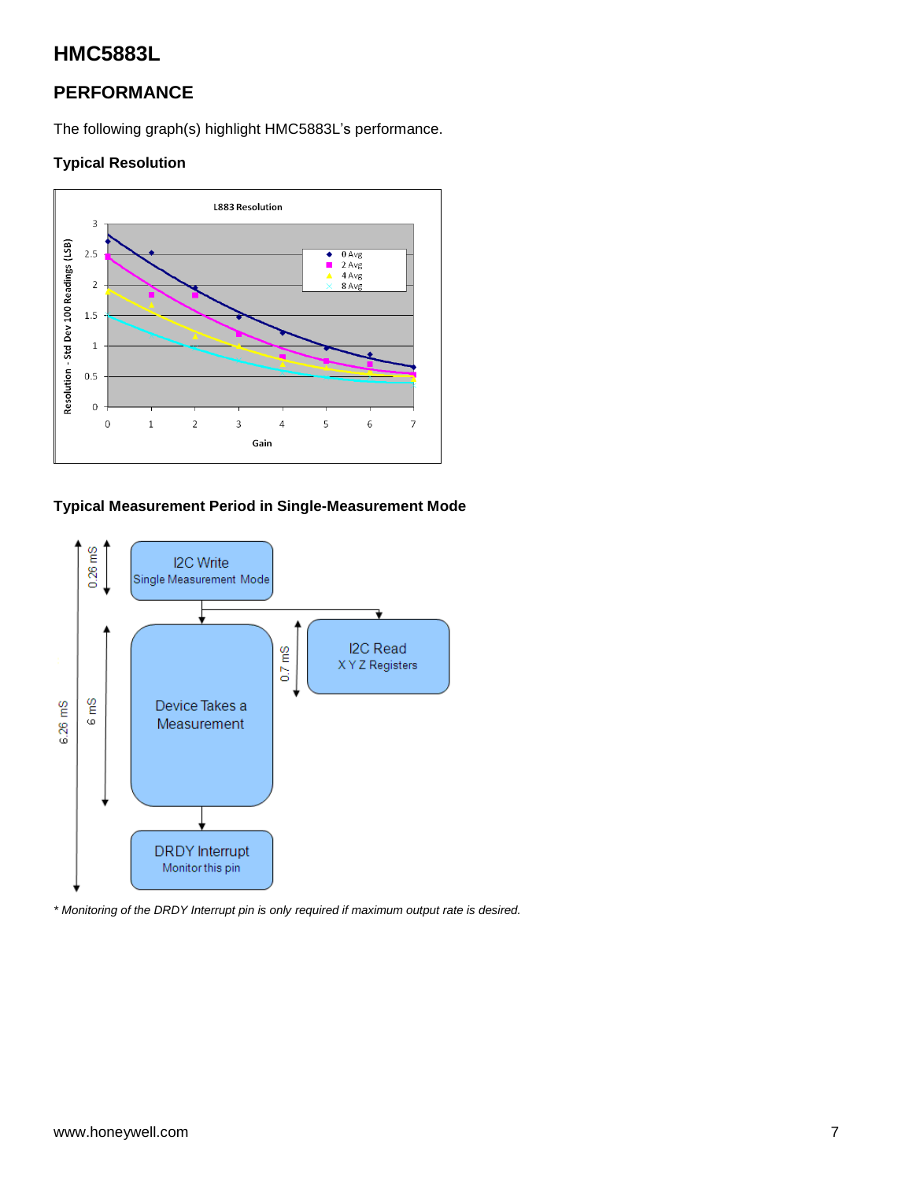# HMC5883L

## PERFORMANCE

The following graph(s) highlight HMC5883L's performance.

### Typical Resolution

### Typical Measurement Period in Single-Measurement Mode

*\* Monitoring of the DRDY Interrupt pin is only required if maximum output rate is desired.*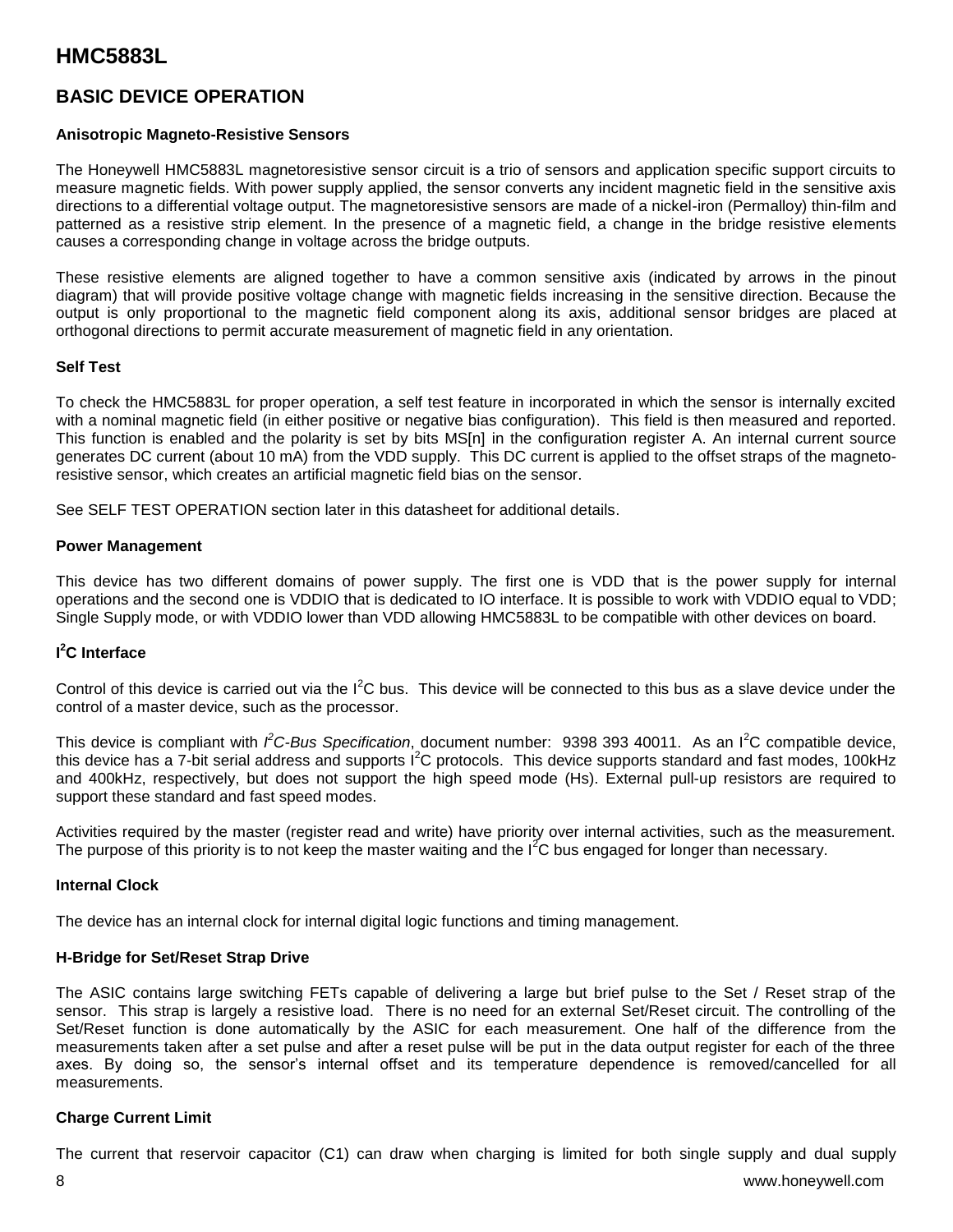## BASIC DEVICE OPERATION

### Anisotropic Magneto-Resistive Sensors

The Honeywell HMC5883L magnetoresistive sensor circuit is a trio of sensors and application specific support circuits to measure magnetic fields. With power supply applied, the sensor converts any incident magnetic field in the sensitive axis directions to a differential voltage output. The magnetoresistive sensors are made of a nickel-iron (Permalloy) thin-film and patterned as a resistive strip element. In the presence of a magnetic field, a change in the bridge resistive elements causes a corresponding change in voltage across the bridge outputs.

These resistive elements are aligned together to have a common sensitive axis (indicated by arrows in the pinout diagram) that will provide positive voltage change with magnetic fields increasing in the sensitive direction. Because the output is only proportional to the magnetic field component along its axis, additional sensor bridges are placed at orthogonal directions to permit accurate measurement of magnetic field in any orientation.

### Self Test

To check the HMC5883L for proper operation, a self test feature in incorporated in which the sensor is internally excited with a nominal magnetic field (in either positive or negative bias configuration). This field is then measured and reported. This function is enabled and the polarity is set by bits MS[n] in the configuration register A. An internal current source generates DC current (about 10 mA) from the VDD supply. This DC current is applied to the offset straps of the magneto-resistive sensor, which creates an artificial magnetic field bias on the sensor.

See SELF TEST OPERATION section later in this datasheet for additional details.

### Power Management

This device has two different domains of power supply. The first one is VDD that is the power supply for internal operations and the second one is VDDIO that is dedicated to IO interface. It is possible to work with VDDIO equal to VDD; Single Supply mode, or with VDDIO lower than VDD allowing HMC5883L to be compatible with other devices on board.

### I²C Interface

Control of this device is carried out via the I²C bus. This device will be connected to this bus as a slave device under the control of a master device, such as the processor.

This device is compliant with *I²C-Bus Specification*, document number: 9398 393 40011. As an I²C compatible device, this device has a 7-bit serial address and supports I²C protocols. This device supports standard and fast modes, 100kHz and 400kHz, respectively, but does not support the high speed mode (Hs). External pull-up resistors are required to support these standard and fast speed modes.

Activities required by the master (register read and write) have priority over internal activities, such as the measurement. The purpose of this priority is to not keep the master waiting and the I²C bus engaged for longer than necessary.

### Internal Clock

The device has an internal clock for internal digital logic functions and timing management.

### H-Bridge for Set/Reset Strap Drive

The ASIC contains large switching FETs capable of delivering a large but brief pulse to the Set / Reset strap of the sensor. This strap is largely a resistive load. There is no need for an external Set/Reset circuit. The controlling of the Set/Reset function is done automatically by the ASIC for each measurement. One half of the difference from the measurements taken after a set pulse and after a reset pulse will be put in the data output register for each of the three axes. By doing so, the sensor's internal offset and its temperature dependence is removed/cancelled for all measurements.

### Charge Current Limit

The current that reservoir capacitor (C1) can draw when charging is limited for both single supply and dual supply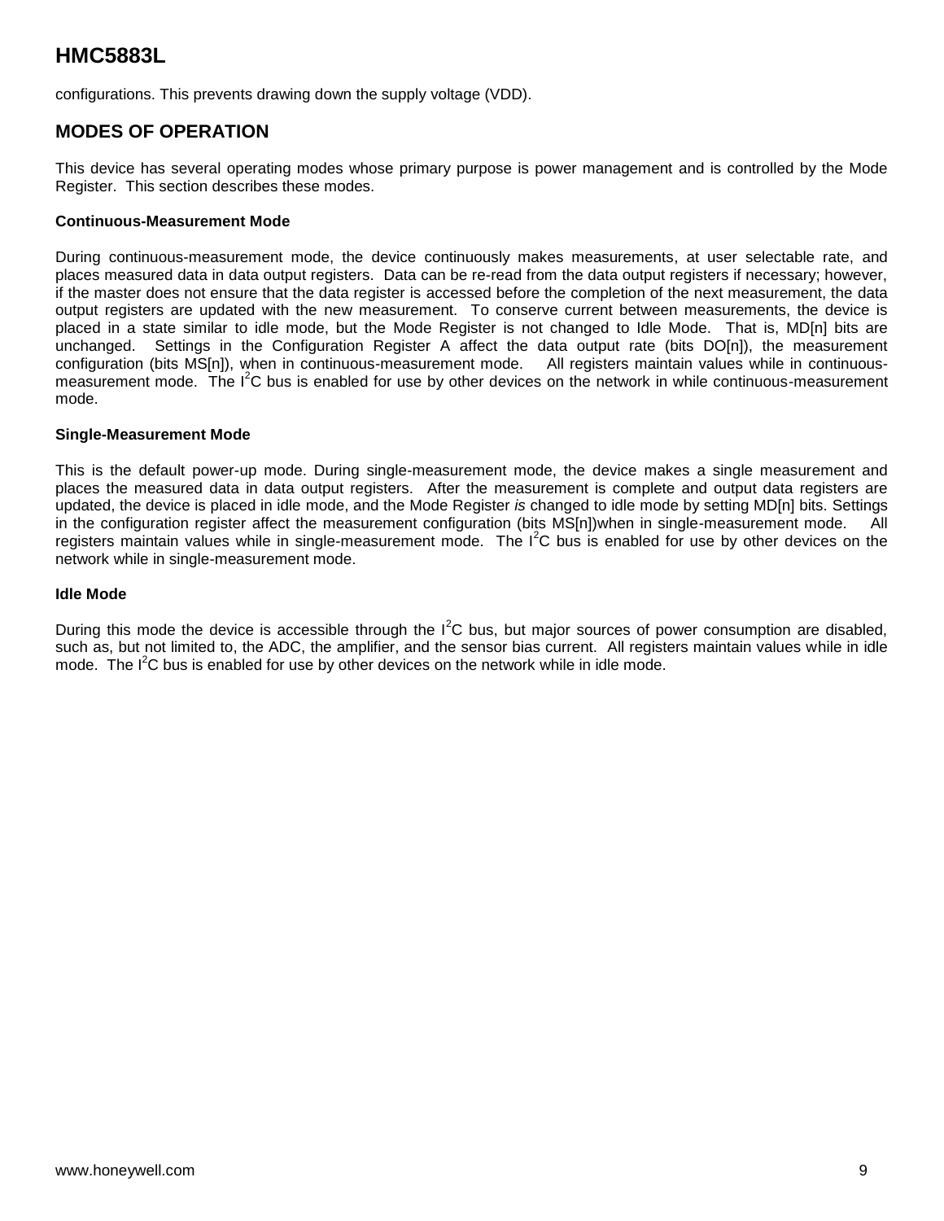configurations. This prevents drawing down the supply voltage (VDD).

## MODES OF OPERATION

This device has several operating modes whose primary purpose is power management and is controlled by the Mode Register. This section describes these modes.

### Continuous-Measurement Mode

During continuous-measurement mode, the device continuously makes measurements, at user selectable rate, and places measured data in data output registers. Data can be re-read from the data output registers if necessary; however, if the master does not ensure that the data register is accessed before the completion of the next measurement, the data output registers are updated with the new measurement. To conserve current between measurements, the device is placed in a state similar to idle mode, but the Mode Register is not changed to Idle Mode. That is, MD[n] bits are unchanged. Settings in the Configuration Register A affect the data output rate (bits DO[n]), the measurement configuration (bits MS[n]), when in continuous-measurement mode. All registers maintain values while in continuous-measurement mode. The $I^2C$ bus is enabled for use by other devices on the network in while continuous-measurement mode.

### Single-Measurement Mode

This is the default power-up mode. During single-measurement mode, the device makes a single measurement and places the measured data in data output registers. After the measurement is complete and output data registers are updated, the device is placed in idle mode, and the Mode Register *is* changed to idle mode by setting MD[n] bits. Settings in the configuration register affect the measurement configuration (bits MS[n])when in single-measurement mode. All registers maintain values while in single-measurement mode. The $I^2C$ bus is enabled for use by other devices on the network while in single-measurement mode.

### Idle Mode

During this mode the device is accessible through the $I^2C$ bus, but major sources of power consumption are disabled, such as, but not limited to, the ADC, the amplifier, and the sensor bias current. All registers maintain values while in idle mode. The $I^2C$ bus is enabled for use by other devices on the network while in idle mode.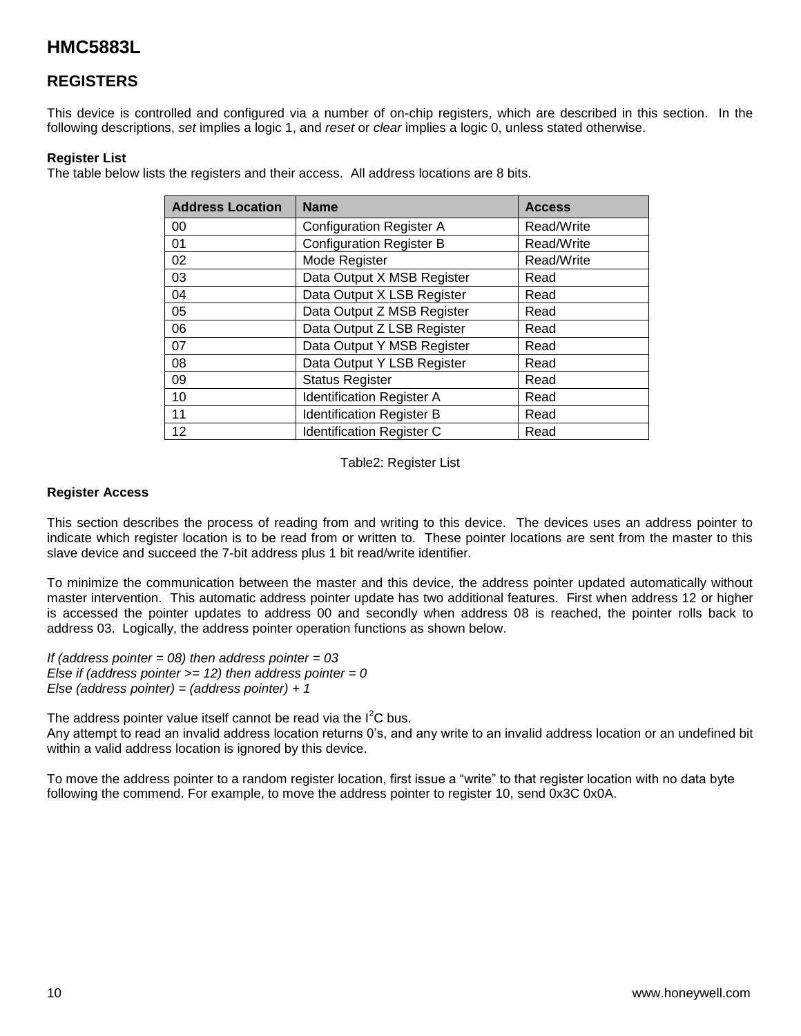## REGISTERS

This device is controlled and configured via a number of on-chip registers, which are described in this section. In the following descriptions, *set* implies a logic 1, and *reset* or *clear* implies a logic 0, unless stated otherwise.

**Register List**

The table below lists the registers and their access. All address locations are 8 bits.

| Address Location | Name | Access |
|---|---|---|
| 00 | Configuration Register A | Read/Write |
| 01 | Configuration Register B | Read/Write |
| 02 | Mode Register | Read/Write |
| 03 | Data Output X MSB Register | Read |
| 04 | Data Output X LSB Register | Read |
| 05 | Data Output Z MSB Register | Read |
| 06 | Data Output Z LSB Register | Read |
| 07 | Data Output Y MSB Register | Read |
| 08 | Data Output Y LSB Register | Read |
| 09 | Status Register | Read |
| 10 | Identification Register A | Read |
| 11 | Identification Register B | Read |
| 12 | Identification Register C | Read |

Table2: Register List

**Register Access**

This section describes the process of reading from and writing to this device. The devices uses an address pointer to indicate which register location is to be read from or written to. These pointer locations are sent from the master to this slave device and succeed the 7-bit address plus 1 bit read/write identifier.

To minimize the communication between the master and this device, the address pointer updated automatically without master intervention. This automatic address pointer update has two additional features. First when address 12 or higher is accessed the pointer updates to address 00 and secondly when address 08 is reached, the pointer rolls back to address 03. Logically, the address pointer operation functions as shown below.

*If (address pointer = 08) then address pointer = 03*
*Else if (address pointer >= 12) then address pointer = 0*
*Else (address pointer) = (address pointer) + 1*

The address pointer value itself cannot be read via the $I^2C$ bus.
Any attempt to read an invalid address location returns 0's, and any write to an invalid address location or an undefined bit within a valid address location is ignored by this device.

To move the address pointer to a random register location, first issue a "write" to that register location with no data byte following the commend. For example, to move the address pointer to register 10, send 0x3C 0x0A.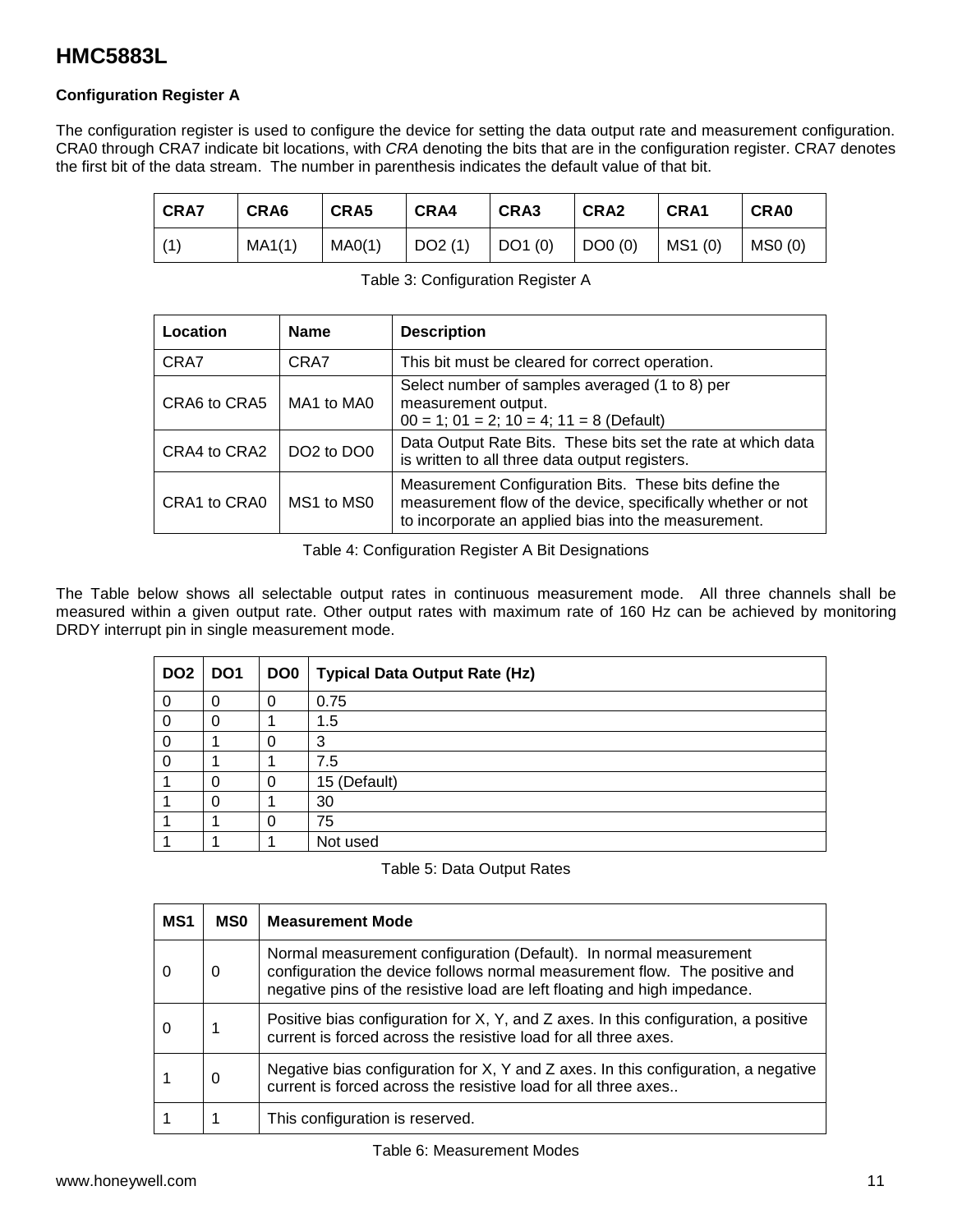## Configuration Register A

The configuration register is used to configure the device for setting the data output rate and measurement configuration. CRA0 through CRA7 indicate bit locations, with *CRA* denoting the bits that are in the configuration register. CRA7 denotes the first bit of the data stream. The number in parenthesis indicates the default value of that bit.

| CRA7 | CRA6 | CRA5 | CRA4 | CRA3 | CRA2 | CRA1 | CRA0 |
|---|---|---|---|---|---|---|---|
| (1) | MA1(1) | MA0(1) | DO2 (1) | DO1 (0) | DO0 (0) | MS1 (0) | MS0 (0) |

Table 3: Configuration Register A

| Location | Name | Description |
|---|---|---|
| CRA7 | CRA7 | This bit must be cleared for correct operation. |
| CRA6 to CRA5 | MA1 to MA0 | Select number of samples averaged (1 to 8) per measurement output. 00 = 1; 01 = 2; 10 = 4; 11 = 8 (Default) |
| CRA4 to CRA2 | DO2 to DO0 | Data Output Rate Bits. These bits set the rate at which data is written to all three data output registers. |
| CRA1 to CRA0 | MS1 to MS0 | Measurement Configuration Bits. These bits define the measurement flow of the device, specifically whether or not to incorporate an applied bias into the measurement. |

Table 4: Configuration Register A Bit Designations

The Table below shows all selectable output rates in continuous measurement mode. All three channels shall be measured within a given output rate. Other output rates with maximum rate of 160 Hz can be achieved by monitoring DRDY interrupt pin in single measurement mode.

| DO2 | DO1 | DO0 | Typical Data Output Rate (Hz) |
|---|---|---|---|
| 0 | 0 | 0 | 0.75 |
| 0 | 0 | 1 | 1.5 |
| 0 | 1 | 0 | 3 |
| 0 | 1 | 1 | 7.5 |
| 1 | 0 | 0 | 15 (Default) |
| 1 | 0 | 1 | 30 |
| 1 | 1 | 0 | 75 |
| 1 | 1 | 1 | Not used |

Table 5: Data Output Rates

| MS1 | MS0 | Measurement Mode |
|---|---|---|
| 0 | 0 | Normal measurement configuration (Default). In normal measurement configuration the device follows normal measurement flow. The positive and negative pins of the resistive load are left floating and high impedance. |
| 0 | 1 | Positive bias configuration for X, Y, and Z axes. In this configuration, a positive current is forced across the resistive load for all three axes. |
| 1 | 0 | Negative bias configuration for X, Y and Z axes. In this configuration, a negative current is forced across the resistive load for all three axes.. |
| 1 | 1 | This configuration is reserved. |

Table 6: Measurement Modes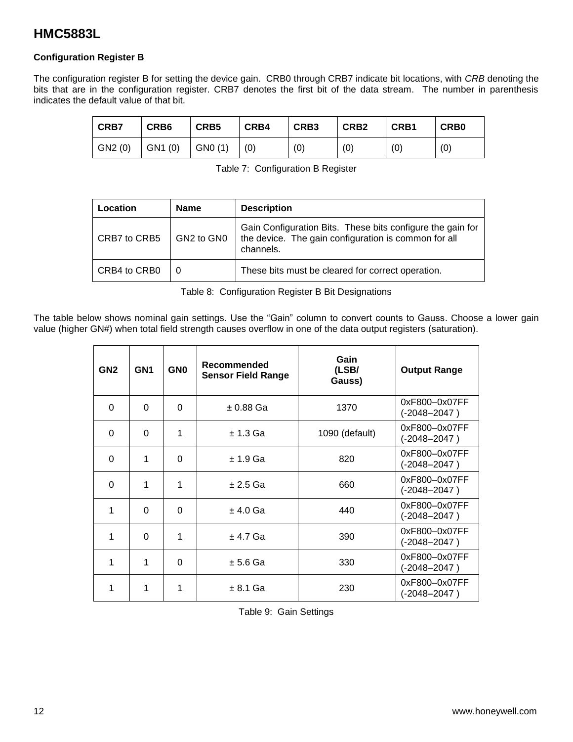## Configuration Register B

The configuration register B for setting the device gain. CRB0 through CRB7 indicate bit locations, with *CRB* denoting the bits that are in the configuration register. CRB7 denotes the first bit of the data stream. The number in parenthesis indicates the default value of that bit.

| CRB7 | CRB6 | CRB5 | CRB4 | CRB3 | CRB2 | CRB1 | CRB0 |
|---|---|---|---|---|---|---|---|
| GN2 (0) | GN1 (0) | GN0 (1) | (0) | (0) | (0) | (0) | (0) |

Table 7: Configuration B Register

| Location | Name | Description |
|---|---|---|
| CRB7 to CRB5 | GN2 to GN0 | Gain Configuration Bits. These bits configure the gain for the device. The gain configuration is common for all channels. |
| CRB4 to CRB0 | 0 | These bits must be cleared for correct operation. |

Table 8: Configuration Register B Bit Designations

The table below shows nominal gain settings. Use the "Gain" column to convert counts to Gauss. Choose a lower gain value (higher GN#) when total field strength causes overflow in one of the data output registers (saturation).

| GN2 | GN1 | GN0 | Recommended Sensor Field Range | Gain (LSB/ Gauss) | Output Range |
|---|---|---|---|---|---|
| 0 | 0 | 0 | ± 0.88 Ga | 1370 | 0xF800–0x07FF (-2048–2047 ) |
| 0 | 0 | 1 | ± 1.3 Ga | 1090 (default) | 0xF800–0x07FF (-2048–2047 ) |
| 0 | 1 | 0 | ± 1.9 Ga | 820 | 0xF800–0x07FF (-2048–2047 ) |
| 0 | 1 | 1 | ± 2.5 Ga | 660 | 0xF800–0x07FF (-2048–2047 ) |
| 1 | 0 | 0 | ± 4.0 Ga | 440 | 0xF800–0x07FF (-2048–2047 ) |
| 1 | 0 | 1 | ± 4.7 Ga | 390 | 0xF800–0x07FF (-2048–2047 ) |
| 1 | 1 | 0 | ± 5.6 Ga | 330 | 0xF800–0x07FF (-2048–2047 ) |
| 1 | 1 | 1 | ± 8.1 Ga | 230 | 0xF800–0x07FF (-2048–2047 ) |

Table 9: Gain Settings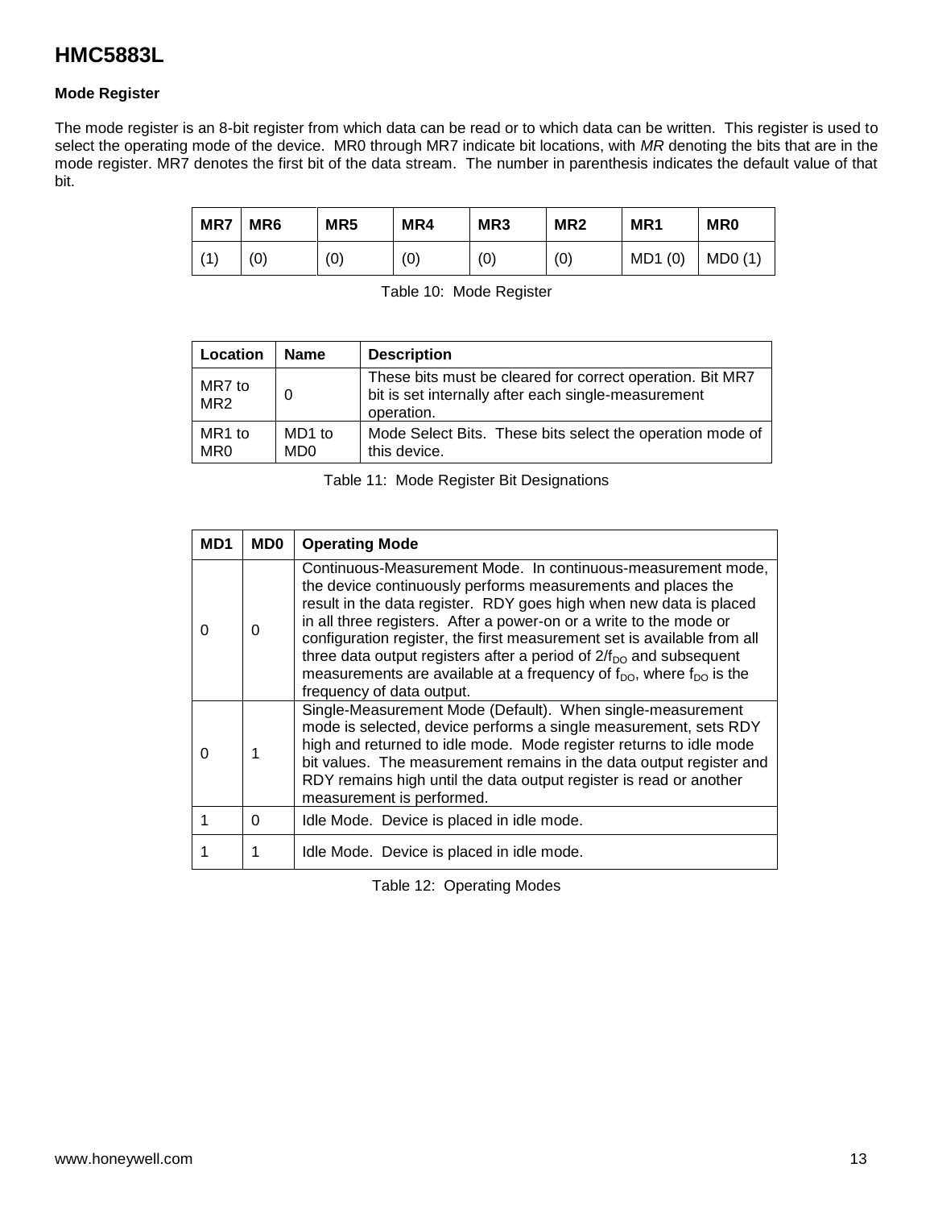## Mode Register

The mode register is an 8-bit register from which data can be read or to which data can be written. This register is used to select the operating mode of the device. MR0 through MR7 indicate bit locations, with *MR* denoting the bits that are in the mode register. MR7 denotes the first bit of the data stream. The number in parenthesis indicates the default value of that bit.

| MR7 | MR6 | MR5 | MR4 | MR3 | MR2 | MR1 | MR0 |
|---|---|---|---|---|---|---|---|
| (1) | (0) | (0) | (0) | (0) | (0) | MD1 (0) | MD0 (1) |

Table 10: Mode Register

| Location | Name | Description |
|---|---|---|
| MR7 to MR2 | 0 | These bits must be cleared for correct operation. Bit MR7 bit is set internally after each single-measurement operation. |
| MR1 to MR0 | MD1 to MD0 | Mode Select Bits. These bits select the operation mode of this device. |

Table 11: Mode Register Bit Designations

| MD1 | MD0 | Operating Mode |
|---|---|---|
| 0 | 0 | Continuous-Measurement Mode. In continuous-measurement mode, the device continuously performs measurements and places the result in the data register. RDY goes high when new data is placed in all three registers. After a power-on or a write to the mode or configuration register, the first measurement set is available from all three data output registers after a period of $2/f_{DO}$ and subsequent measurements are available at a frequency of $f_{DO}$, where $f_{DO}$ is the frequency of data output. |
| 0 | 1 | Single-Measurement Mode (Default). When single-measurement mode is selected, device performs a single measurement, sets RDY high and returned to idle mode. Mode register returns to idle mode bit values. The measurement remains in the data output register and RDY remains high until the data output register is read or another measurement is performed. |
| 1 | 0 | Idle Mode. Device is placed in idle mode. |
| 1 | 1 | Idle Mode. Device is placed in idle mode. |

Table 12: Operating Modes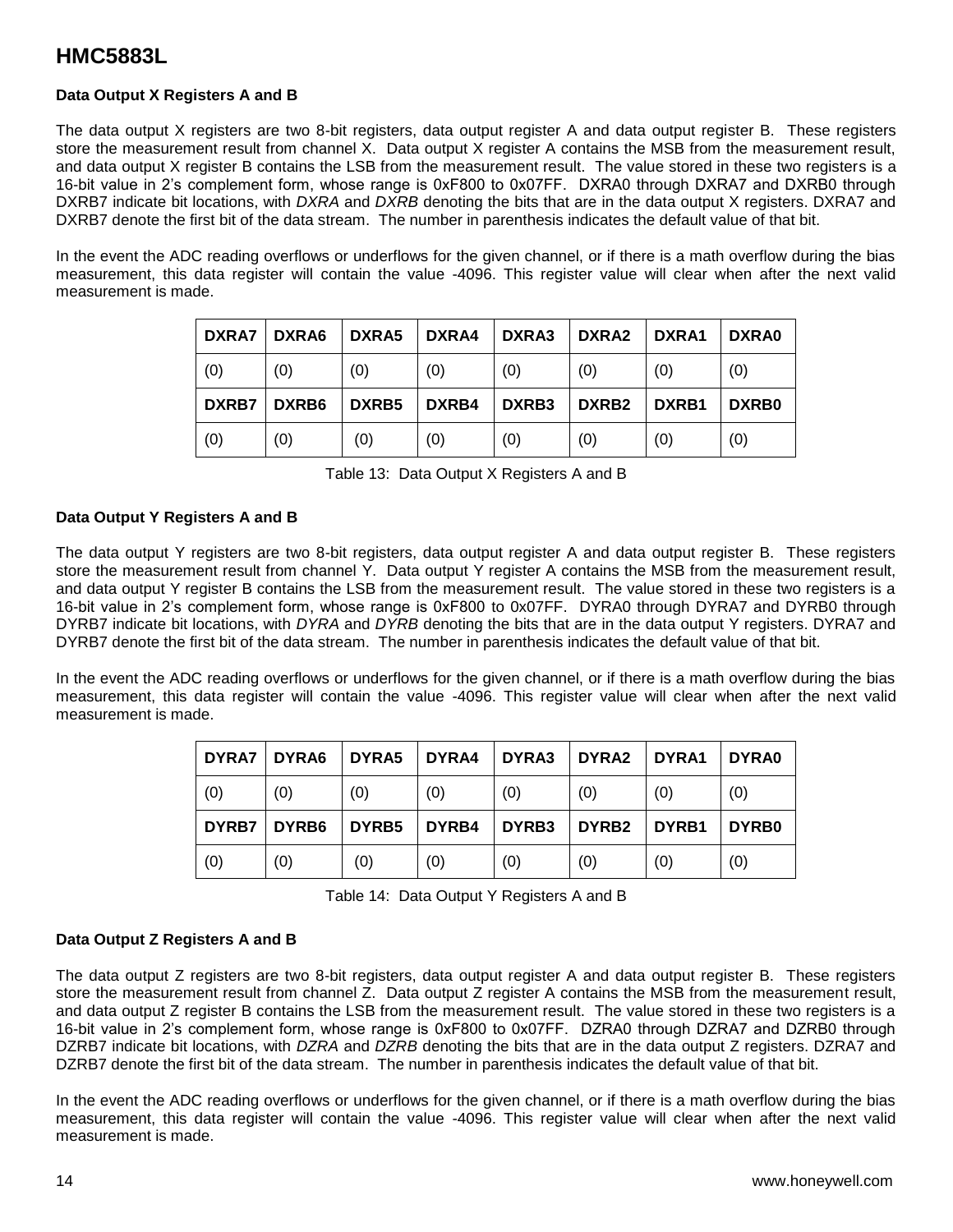### Data Output X Registers A and B

The data output X registers are two 8-bit registers, data output register A and data output register B. These registers store the measurement result from channel X. Data output X register A contains the MSB from the measurement result, and data output X register B contains the LSB from the measurement result. The value stored in these two registers is a 16-bit value in 2's complement form, whose range is 0xF800 to 0x07FF. DXRA0 through DXRA7 and DXRB0 through DXRB7 indicate bit locations, with *DXRA* and *DXRB* denoting the bits that are in the data output X registers. DXRA7 and DXRB7 denote the first bit of the data stream. The number in parenthesis indicates the default value of that bit.

In the event the ADC reading overflows or underflows for the given channel, or if there is a math overflow during the bias measurement, this data register will contain the value -4096. This register value will clear when after the next valid measurement is made.

| DXRA7 | DXRA6 | DXRA5 | DXRA4 | DXRA3 | DXRA2 | DXRA1 | DXRA0 |
|---|---|---|---|---|---|---|---|
| (0) | (0) | (0) | (0) | (0) | (0) | (0) | (0) |
| **DXRB7** | **DXRB6** | **DXRB5** | **DXRB4** | **DXRB3** | **DXRB2** | **DXRB1** | **DXRB0** |
| (0) | (0) | (0) | (0) | (0) | (0) | (0) | (0) |

Table 13: Data Output X Registers A and B

### Data Output Y Registers A and B

The data output Y registers are two 8-bit registers, data output register A and data output register B. These registers store the measurement result from channel Y. Data output Y register A contains the MSB from the measurement result, and data output Y register B contains the LSB from the measurement result. The value stored in these two registers is a 16-bit value in 2's complement form, whose range is 0xF800 to 0x07FF. DYRA0 through DYRA7 and DYRB0 through DYRB7 indicate bit locations, with *DYRA* and *DYRB* denoting the bits that are in the data output Y registers. DYRA7 and DYRB7 denote the first bit of the data stream. The number in parenthesis indicates the default value of that bit.

In the event the ADC reading overflows or underflows for the given channel, or if there is a math overflow during the bias measurement, this data register will contain the value -4096. This register value will clear when after the next valid measurement is made.

| DYRA7 | DYRA6 | DYRA5 | DYRA4 | DYRA3 | DYRA2 | DYRA1 | DYRA0 |
|---|---|---|---|---|---|---|---|
| (0) | (0) | (0) | (0) | (0) | (0) | (0) | (0) |
| **DYRB7** | **DYRB6** | **DYRB5** | **DYRB4** | **DYRB3** | **DYRB2** | **DYRB1** | **DYRB0** |
| (0) | (0) | (0) | (0) | (0) | (0) | (0) | (0) |

Table 14: Data Output Y Registers A and B

### Data Output Z Registers A and B

The data output Z registers are two 8-bit registers, data output register A and data output register B. These registers store the measurement result from channel Z. Data output Z register A contains the MSB from the measurement result, and data output Z register B contains the LSB from the measurement result. The value stored in these two registers is a 16-bit value in 2's complement form, whose range is 0xF800 to 0x07FF. DZRA0 through DZRA7 and DZRB0 through DZRB7 indicate bit locations, with *DZRA* and *DZRB* denoting the bits that are in the data output Z registers. DZRA7 and DZRB7 denote the first bit of the data stream. The number in parenthesis indicates the default value of that bit.

In the event the ADC reading overflows or underflows for the given channel, or if there is a math overflow during the bias measurement, this data register will contain the value -4096. This register value will clear when after the next valid measurement is made.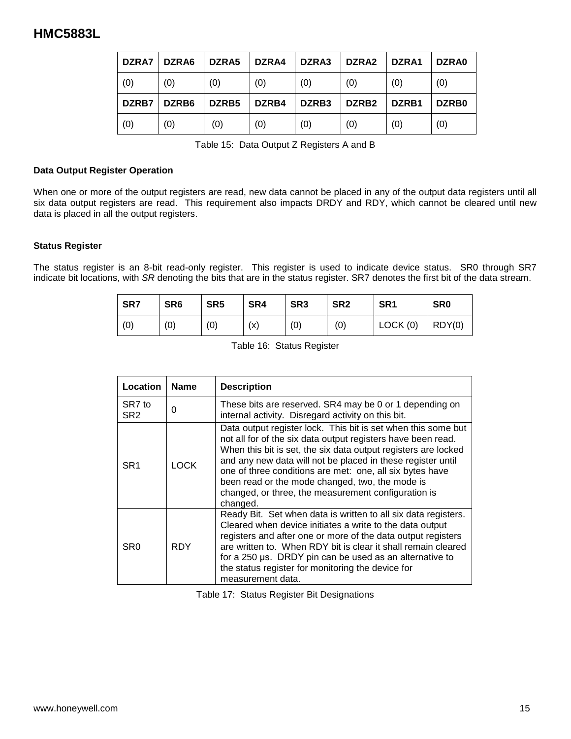| DZRA7 | DZRA6 | DZRA5 | DZRA4 | DZRA3 | DZRA2 | DZRA1 | DZRA0 |
|---|---|---|---|---|---|---|---|
| (0) | (0) | (0) | (0) | (0) | (0) | (0) | (0) |
| **DZRB7** | **DZRB6** | **DZRB5** | **DZRB4** | **DZRB3** | **DZRB2** | **DZRB1** | **DZRB0** |
| (0) | (0) | (0) | (0) | (0) | (0) | (0) | (0) |

Table 15: Data Output Z Registers A and B

**Data Output Register Operation**

When one or more of the output registers are read, new data cannot be placed in any of the output data registers until all six data output registers are read. This requirement also impacts DRDY and RDY, which cannot be cleared until new data is placed in all the output registers.

**Status Register**

The status register is an 8-bit read-only register. This register is used to indicate device status. SR0 through SR7 indicate bit locations, with *SR* denoting the bits that are in the status register. SR7 denotes the first bit of the data stream.

| SR7 | SR6 | SR5 | SR4 | SR3 | SR2 | SR1 | SR0 |
|---|---|---|---|---|---|---|---|
| (0) | (0) | (0) | (x) | (0) | (0) | LOCK (0) | RDY(0) |

Table 16: Status Register

| Location | Name | Description |
|---|---|---|
| SR7 to SR2 | 0 | These bits are reserved. SR4 may be 0 or 1 depending on internal activity. Disregard activity on this bit. |
| SR1 | LOCK | Data output register lock. This bit is set when this some but not all for of the six data output registers have been read. When this bit is set, the six data output registers are locked and any new data will not be placed in these register until one of three conditions are met: one, all six bytes have been read or the mode changed, two, the mode is changed, or three, the measurement configuration is changed. |
| SR0 | RDY | Ready Bit. Set when data is written to all six data registers. Cleared when device initiates a write to the data output registers and after one or more of the data output registers are written to. When RDY bit is clear it shall remain cleared for a 250 μs. DRDY pin can be used as an alternative to the status register for monitoring the device for measurement data. |

Table 17: Status Register Bit Designations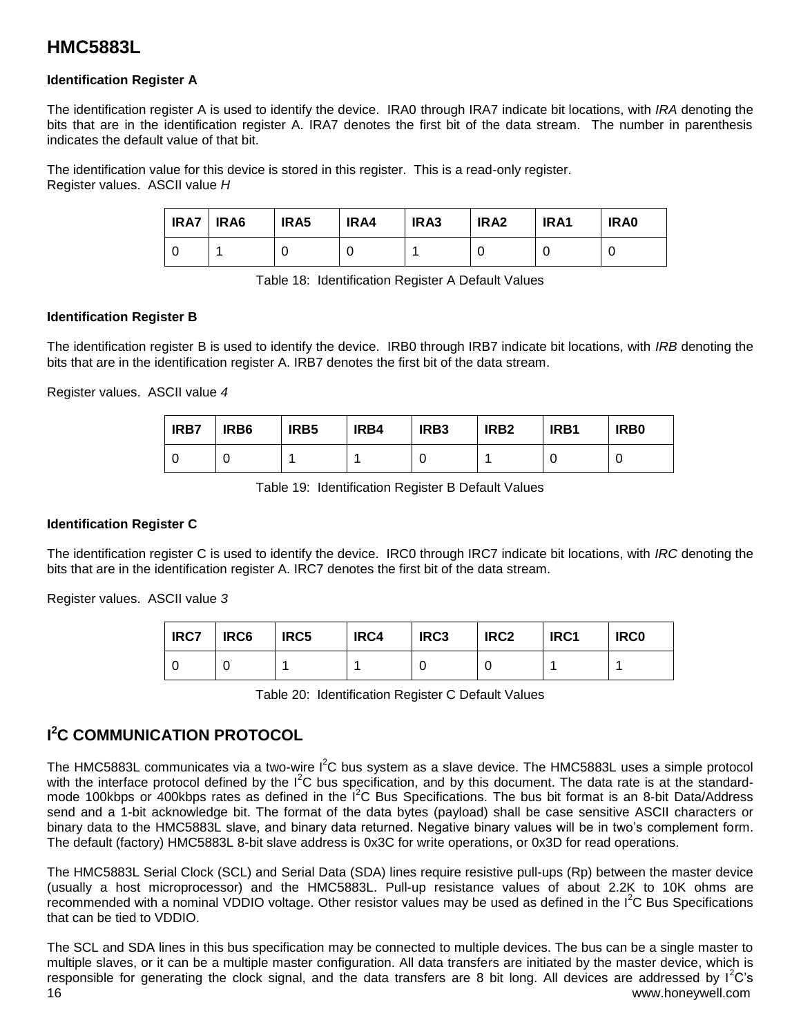### Identification Register A

The identification register A is used to identify the device. IRA0 through IRA7 indicate bit locations, with *IRA* denoting the bits that are in the identification register A. IRA7 denotes the first bit of the data stream. The number in parenthesis indicates the default value of that bit.

The identification value for this device is stored in this register. This is a read-only register.
Register values. ASCII value *H*

| IRA7 | IRA6 | IRA5 | IRA4 | IRA3 | IRA2 | IRA1 | IRA0 |
|---|---|---|---|---|---|---|---|
| 0 | 1 | 0 | 0 | 1 | 0 | 0 | 0 |

Table 18: Identification Register A Default Values

### Identification Register B

The identification register B is used to identify the device. IRB0 through IRB7 indicate bit locations, with *IRB* denoting the bits that are in the identification register A. IRB7 denotes the first bit of the data stream.

Register values. ASCII value *4*

| IRB7 | IRB6 | IRB5 | IRB4 | IRB3 | IRB2 | IRB1 | IRB0 |
|---|---|---|---|---|---|---|---|
| 0 | 0 | 1 | 1 | 0 | 1 | 0 | 0 |

Table 19: Identification Register B Default Values

### Identification Register C

The identification register C is used to identify the device. IRC0 through IRC7 indicate bit locations, with *IRC* denoting the bits that are in the identification register A. IRC7 denotes the first bit of the data stream.

Register values. ASCII value *3*

| IRC7 | IRC6 | IRC5 | IRC4 | IRC3 | IRC2 | IRC1 | IRC0 |
|---|---|---|---|---|---|---|---|
| 0 | 0 | 1 | 1 | 0 | 0 | 1 | 1 |

Table 20: Identification Register C Default Values

## I$^2$C COMMUNICATION PROTOCOL

The HMC5883L communicates via a two-wire I$^2$C bus system as a slave device. The HMC5883L uses a simple protocol with the interface protocol defined by the I$^2$C bus specification, and by this document. The data rate is at the standard-mode 100kbps or 400kbps rates as defined in the I$^2$C Bus Specifications. The bus bit format is an 8-bit Data/Address send and a 1-bit acknowledge bit. The format of the data bytes (payload) shall be case sensitive ASCII characters or binary data to the HMC5883L slave, and binary data returned. Negative binary values will be in two's complement form. The default (factory) HMC5883L 8-bit slave address is 0x3C for write operations, or 0x3D for read operations.

The HMC5883L Serial Clock (SCL) and Serial Data (SDA) lines require resistive pull-ups (Rp) between the master device (usually a host microprocessor) and the HMC5883L. Pull-up resistance values of about 2.2K to 10K ohms are recommended with a nominal VDDIO voltage. Other resistor values may be used as defined in the I$^2$C Bus Specifications that can be tied to VDDIO.

The SCL and SDA lines in this bus specification may be connected to multiple devices. The bus can be a single master to multiple slaves, or it can be a multiple master configuration. All data transfers are initiated by the master device, which is responsible for generating the clock signal, and the data transfers are 8 bit long. All devices are addressed by I$^2$C's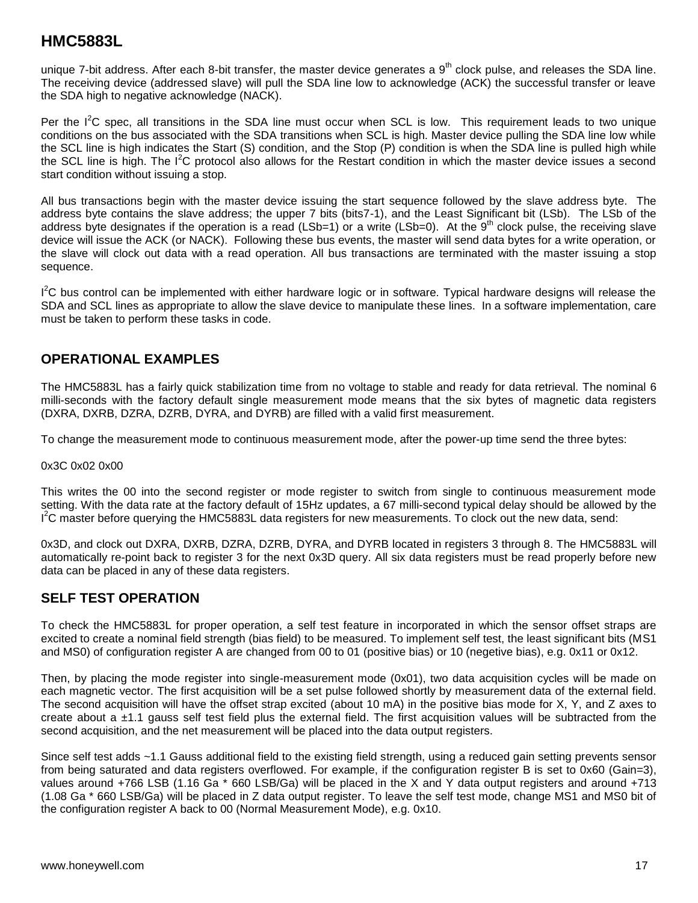unique 7-bit address. After each 8-bit transfer, the master device generates a 9th clock pulse, and releases the SDA line. The receiving device (addressed slave) will pull the SDA line low to acknowledge (ACK) the successful transfer or leave the SDA high to negative acknowledge (NACK).

Per the I2C spec, all transitions in the SDA line must occur when SCL is low. This requirement leads to two unique conditions on the bus associated with the SDA transitions when SCL is high. Master device pulling the SDA line low while the SCL line is high indicates the Start (S) condition, and the Stop (P) condition is when the SDA line is pulled high while the SCL line is high. The I2C protocol also allows for the Restart condition in which the master device issues a second start condition without issuing a stop.

All bus transactions begin with the master device issuing the start sequence followed by the slave address byte. The address byte contains the slave address; the upper 7 bits (bits7-1), and the Least Significant bit (LSb). The LSb of the address byte designates if the operation is a read (LSb=1) or a write (LSb=0). At the 9th clock pulse, the receiving slave device will issue the ACK (or NACK). Following these bus events, the master will send data bytes for a write operation, or the slave will clock out data with a read operation. All bus transactions are terminated with the master issuing a stop sequence.

I2C bus control can be implemented with either hardware logic or in software. Typical hardware designs will release the SDA and SCL lines as appropriate to allow the slave device to manipulate these lines. In a software implementation, care must be taken to perform these tasks in code.

## OPERATIONAL EXAMPLES

The HMC5883L has a fairly quick stabilization time from no voltage to stable and ready for data retrieval. The nominal 6 milli-seconds with the factory default single measurement mode means that the six bytes of magnetic data registers (DXRA, DXRB, DZRA, DZRB, DYRA, and DYRB) are filled with a valid first measurement.

To change the measurement mode to continuous measurement mode, after the power-up time send the three bytes:

0x3C 0x02 0x00

This writes the 00 into the second register or mode register to switch from single to continuous measurement mode setting. With the data rate at the factory default of 15Hz updates, a 67 milli-second typical delay should be allowed by the I2C master before querying the HMC5883L data registers for new measurements. To clock out the new data, send:

0x3D, and clock out DXRA, DXRB, DZRA, DZRB, DYRA, and DYRB located in registers 3 through 8. The HMC5883L will automatically re-point back to register 3 for the next 0x3D query. All six data registers must be read properly before new data can be placed in any of these data registers.

## SELF TEST OPERATION

To check the HMC5883L for proper operation, a self test feature in incorporated in which the sensor offset straps are excited to create a nominal field strength (bias field) to be measured. To implement self test, the least significant bits (MS1 and MS0) of configuration register A are changed from 00 to 01 (positive bias) or 10 (negetive bias), e.g. 0x11 or 0x12.

Then, by placing the mode register into single-measurement mode (0x01), two data acquisition cycles will be made on each magnetic vector. The first acquisition will be a set pulse followed shortly by measurement data of the external field. The second acquisition will have the offset strap excited (about 10 mA) in the positive bias mode for X, Y, and Z axes to create about a ±1.1 gauss self test field plus the external field. The first acquisition values will be subtracted from the second acquisition, and the net measurement will be placed into the data output registers.

Since self test adds ~1.1 Gauss additional field to the existing field strength, using a reduced gain setting prevents sensor from being saturated and data registers overflowed. For example, if the configuration register B is set to 0x60 (Gain=3), values around +766 LSB (1.16 Ga * 660 LSB/Ga) will be placed in the X and Y data output registers and around +713 (1.08 Ga * 660 LSB/Ga) will be placed in Z data output register. To leave the self test mode, change MS1 and MS0 bit of the configuration register A back to 00 (Normal Measurement Mode), e.g. 0x10.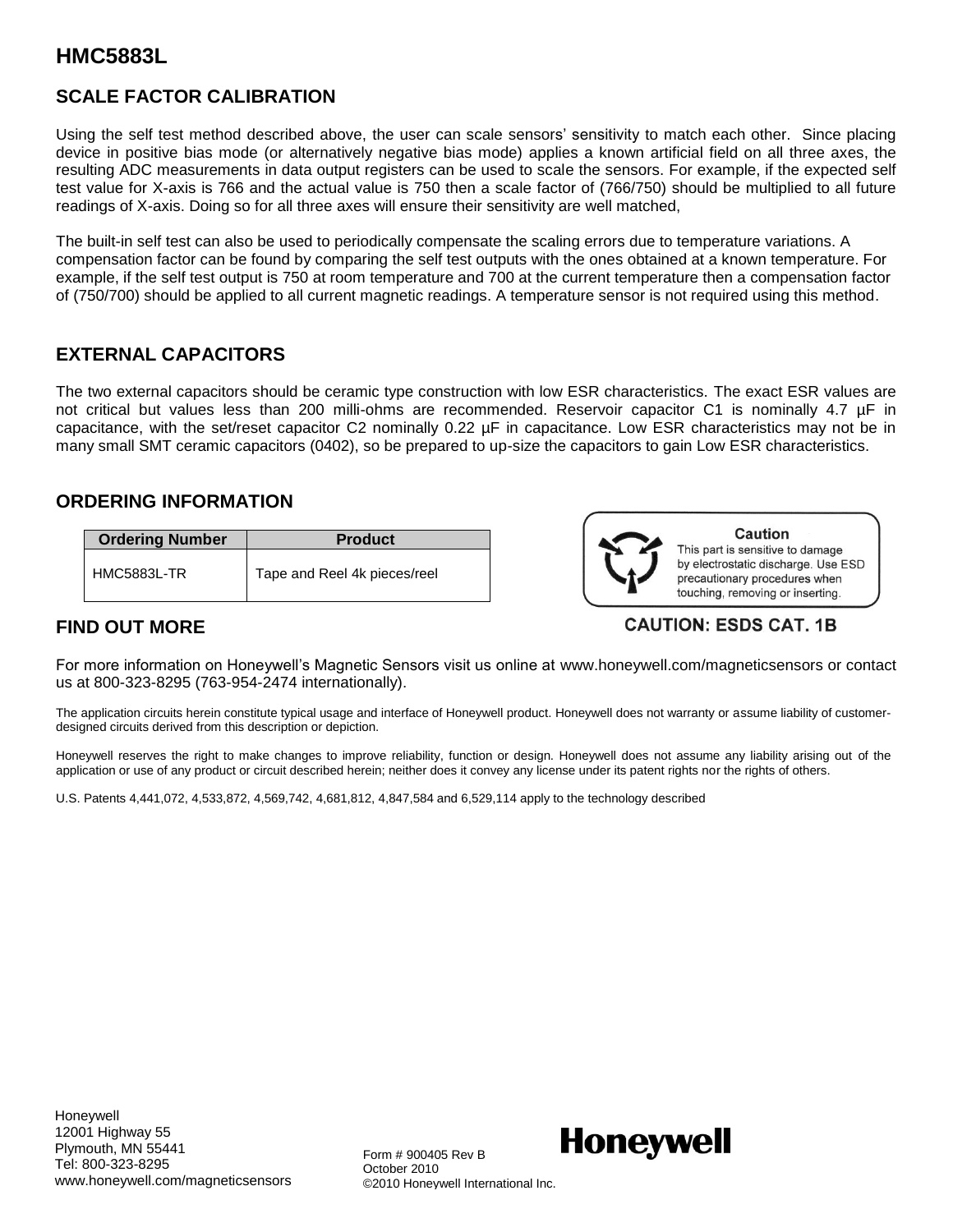## SCALE FACTOR CALIBRATION

Using the self test method described above, the user can scale sensors' sensitivity to match each other. Since placing device in positive bias mode (or alternatively negative bias mode) applies a known artificial field on all three axes, the resulting ADC measurements in data output registers can be used to scale the sensors. For example, if the expected self test value for X-axis is 766 and the actual value is 750 then a scale factor of (766/750) should be multiplied to all future readings of X-axis. Doing so for all three axes will ensure their sensitivity are well matched,

The built-in self test can also be used to periodically compensate the scaling errors due to temperature variations. A compensation factor can be found by comparing the self test outputs with the ones obtained at a known temperature. For example, if the self test output is 750 at room temperature and 700 at the current temperature then a compensation factor of (750/700) should be applied to all current magnetic readings. A temperature sensor is not required using this method.

## EXTERNAL CAPACITORS

The two external capacitors should be ceramic type construction with low ESR characteristics. The exact ESR values are not critical but values less than 200 milli-ohms are recommended. Reservoir capacitor C1 is nominally 4.7 µF in capacitance, with the set/reset capacitor C2 nominally 0.22 µF in capacitance. Low ESR characteristics may not be in many small SMT ceramic capacitors (0402), so be prepared to up-size the capacitors to gain Low ESR characteristics.

## ORDERING INFORMATION

| Ordering Number | Product |
|---|---|
| HMC5883L-TR | Tape and Reel 4k pieces/reel |

**Caution**
This part is sensitive to damage by electrostatic discharge. Use ESD precautionary procedures when touching, removing or inserting.

**CAUTION: ESDS CAT. 1B**

## FIND OUT MORE

For more information on Honeywell's Magnetic Sensors visit us online at www.honeywell.com/magneticsensors or contact us at 800-323-8295 (763-954-2474 internationally).

The application circuits herein constitute typical usage and interface of Honeywell product. Honeywell does not warranty or assume liability of customer-designed circuits derived from this description or depiction.

Honeywell reserves the right to make changes to improve reliability, function or design. Honeywell does not assume any liability arising out of the application or use of any product or circuit described herein; neither does it convey any license under its patent rights nor the rights of others.

U.S. Patents 4,441,072, 4,533,872, 4,569,742, 4,681,812, 4,847,584 and 6,529,114 apply to the technology described

Honeywell
12001 Highway 55
Plymouth, MN 55441
Tel: 800-323-8295
www.honeywell.com/magneticsensors

Form # 900405 Rev B
October 2010
©2010 Honeywell International Inc.

**Honeywell**